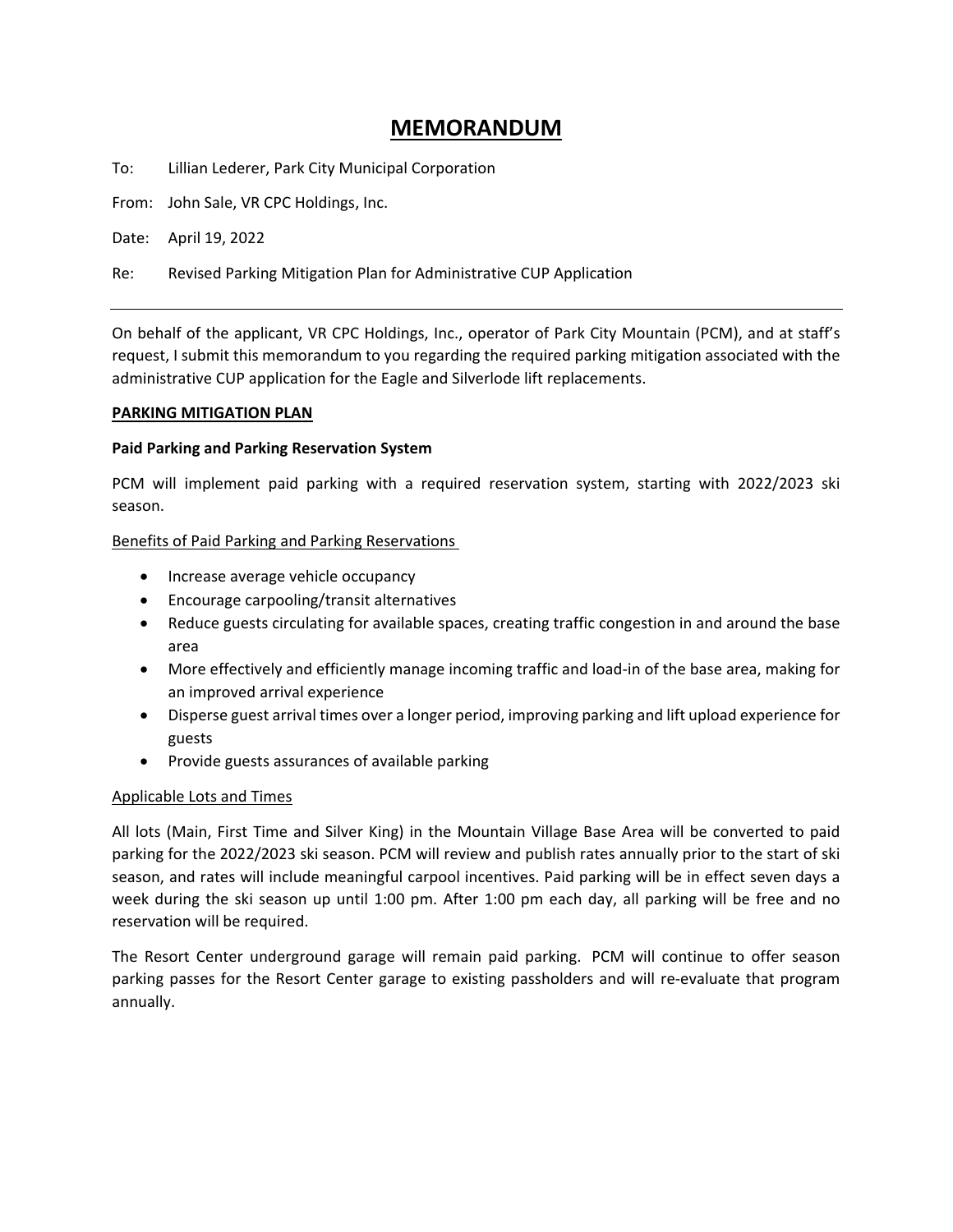# MEMORANDUM

To: Lillian Lederer, Park City Municipal Corporation

From: John Sale, VR CPC Holdings, Inc.

Date: April 19, 2022

Re: Revised Parking Mitigation Plan for Administrative CUP Application

---

On behalf of the applicant, VR CPC Holdings, Inc., operator of Park City Mountain (PCM), and at staff's request, I submit this memorandum to you regarding the required parking mitigation associated with the administrative CUP application for the Eagle and Silverlode lift replacements.

**PARKING MITIGATION PLAN**

**Paid Parking and Parking Reservation System**

PCM will implement paid parking with a required reservation system, starting with 2022/2023 ski season.

Benefits of Paid Parking and Parking Reservations

- Increase average vehicle occupancy
- Encourage carpooling/transit alternatives
- Reduce guests circulating for available spaces, creating traffic congestion in and around the base area
- More effectively and efficiently manage incoming traffic and load-in of the base area, making for an improved arrival experience
- Disperse guest arrival times over a longer period, improving parking and lift upload experience for guests
- Provide guests assurances of available parking

Applicable Lots and Times

All lots (Main, First Time and Silver King) in the Mountain Village Base Area will be converted to paid parking for the 2022/2023 ski season. PCM will review and publish rates annually prior to the start of ski season, and rates will include meaningful carpool incentives. Paid parking will be in effect seven days a week during the ski season up until 1:00 pm. After 1:00 pm each day, all parking will be free and no reservation will be required.

The Resort Center underground garage will remain paid parking. PCM will continue to offer season parking passes for the Resort Center garage to existing passholders and will re-evaluate that program annually.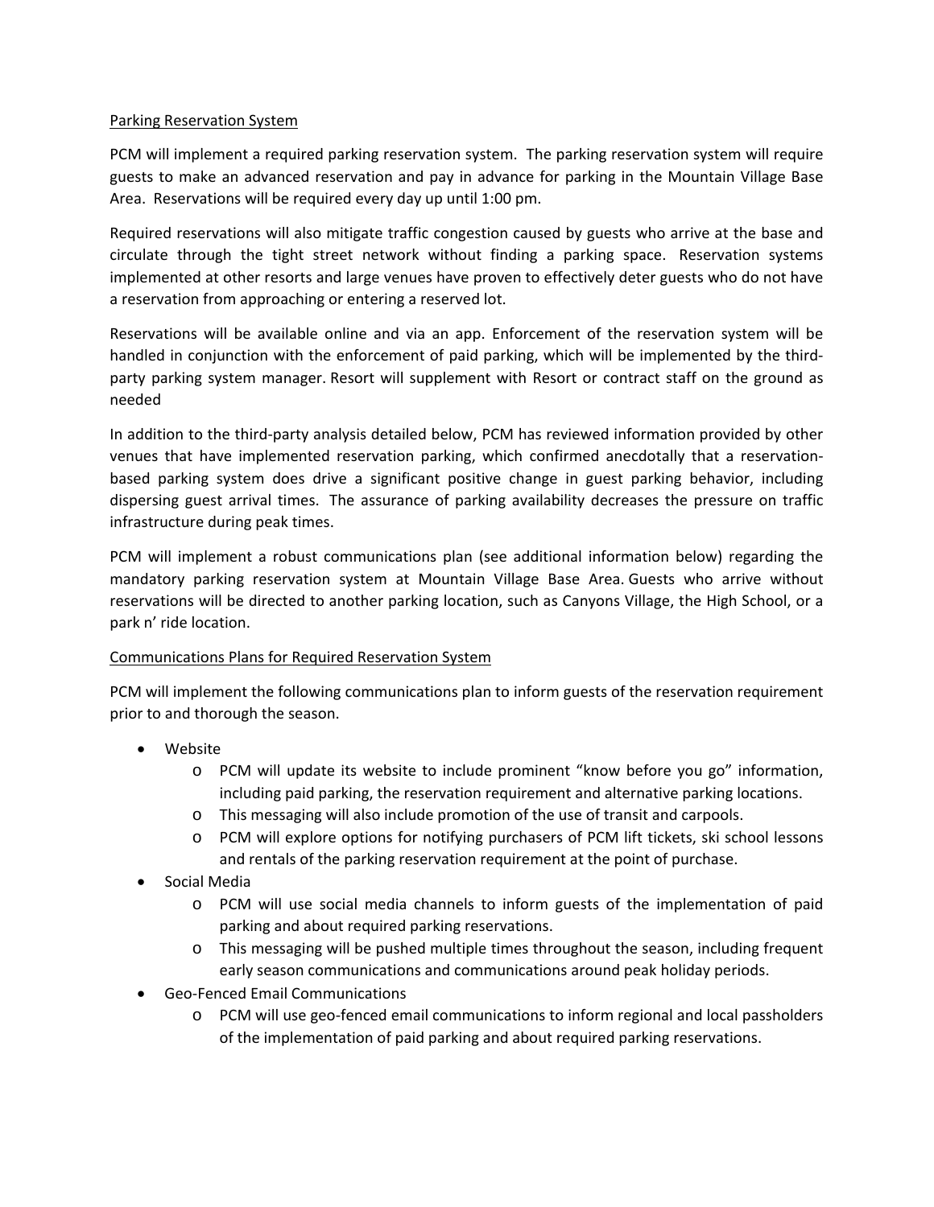Parking Reservation System

PCM will implement a required parking reservation system. The parking reservation system will require guests to make an advanced reservation and pay in advance for parking in the Mountain Village Base Area. Reservations will be required every day up until 1:00 pm.

Required reservations will also mitigate traffic congestion caused by guests who arrive at the base and circulate through the tight street network without finding a parking space. Reservation systems implemented at other resorts and large venues have proven to effectively deter guests who do not have a reservation from approaching or entering a reserved lot.

Reservations will be available online and via an app. Enforcement of the reservation system will be handled in conjunction with the enforcement of paid parking, which will be implemented by the third-party parking system manager. Resort will supplement with Resort or contract staff on the ground as needed

In addition to the third-party analysis detailed below, PCM has reviewed information provided by other venues that have implemented reservation parking, which confirmed anecdotally that a reservation-based parking system does drive a significant positive change in guest parking behavior, including dispersing guest arrival times. The assurance of parking availability decreases the pressure on traffic infrastructure during peak times.

PCM will implement a robust communications plan (see additional information below) regarding the mandatory parking reservation system at Mountain Village Base Area. Guests who arrive without reservations will be directed to another parking location, such as Canyons Village, the High School, or a park n' ride location.

Communications Plans for Required Reservation System

PCM will implement the following communications plan to inform guests of the reservation requirement prior to and thorough the season.

- Website
  - PCM will update its website to include prominent "know before you go" information, including paid parking, the reservation requirement and alternative parking locations.
  - This messaging will also include promotion of the use of transit and carpools.
  - PCM will explore options for notifying purchasers of PCM lift tickets, ski school lessons and rentals of the parking reservation requirement at the point of purchase.
- Social Media
  - PCM will use social media channels to inform guests of the implementation of paid parking and about required parking reservations.
  - This messaging will be pushed multiple times throughout the season, including frequent early season communications and communications around peak holiday periods.
- Geo-Fenced Email Communications
  - PCM will use geo-fenced email communications to inform regional and local passholders of the implementation of paid parking and about required parking reservations.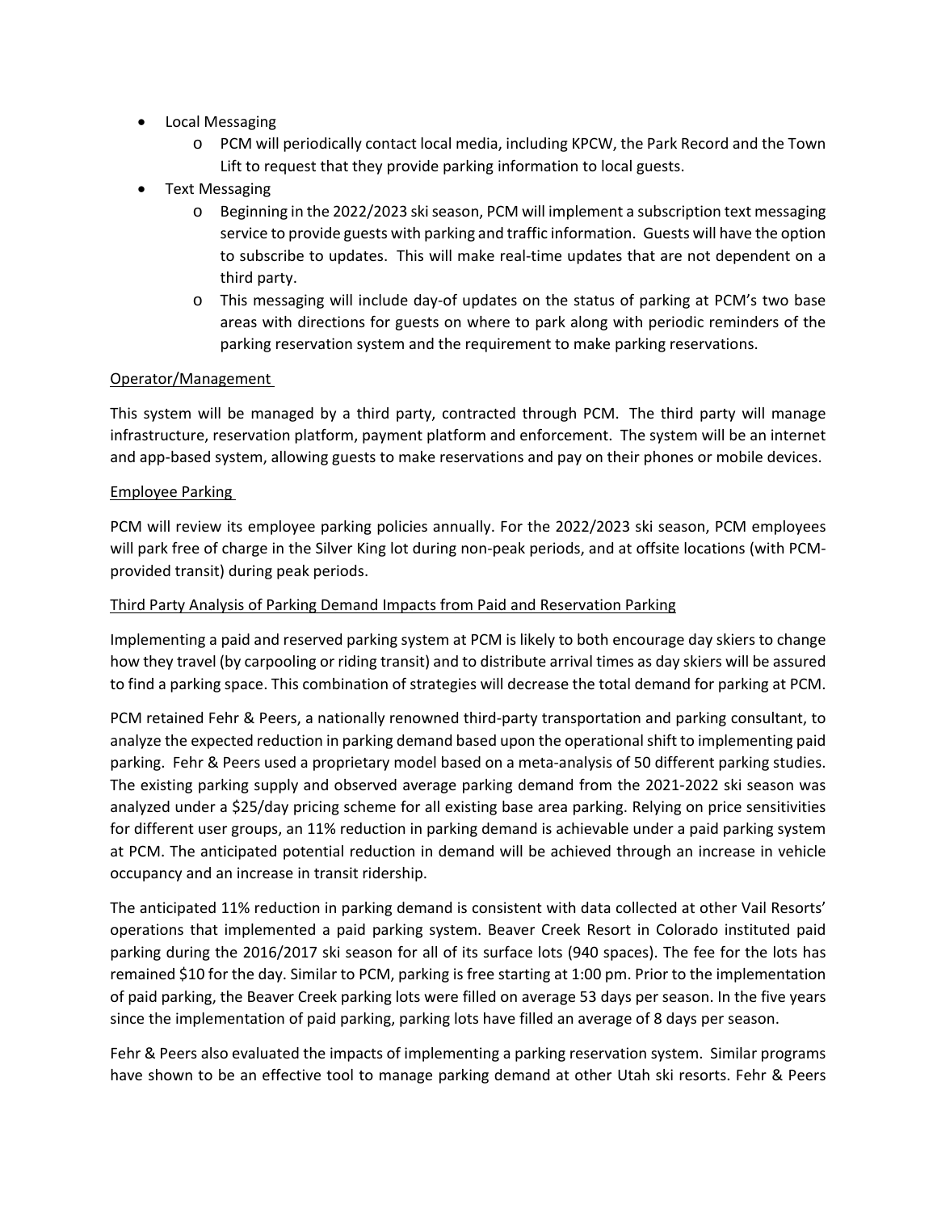- Local Messaging
  - PCM will periodically contact local media, including KPCW, the Park Record and the Town Lift to request that they provide parking information to local guests.
- Text Messaging
  - Beginning in the 2022/2023 ski season, PCM will implement a subscription text messaging service to provide guests with parking and traffic information. Guests will have the option to subscribe to updates. This will make real-time updates that are not dependent on a third party.
  - This messaging will include day-of updates on the status of parking at PCM's two base areas with directions for guests on where to park along with periodic reminders of the parking reservation system and the requirement to make parking reservations.

<u>Operator/Management</u>

This system will be managed by a third party, contracted through PCM. The third party will manage infrastructure, reservation platform, payment platform and enforcement. The system will be an internet and app-based system, allowing guests to make reservations and pay on their phones or mobile devices.

<u>Employee Parking</u>

PCM will review its employee parking policies annually. For the 2022/2023 ski season, PCM employees will park free of charge in the Silver King lot during non-peak periods, and at offsite locations (with PCM-provided transit) during peak periods.

<u>Third Party Analysis of Parking Demand Impacts from Paid and Reservation Parking</u>

Implementing a paid and reserved parking system at PCM is likely to both encourage day skiers to change how they travel (by carpooling or riding transit) and to distribute arrival times as day skiers will be assured to find a parking space. This combination of strategies will decrease the total demand for parking at PCM.

PCM retained Fehr & Peers, a nationally renowned third-party transportation and parking consultant, to analyze the expected reduction in parking demand based upon the operational shift to implementing paid parking. Fehr & Peers used a proprietary model based on a meta-analysis of 50 different parking studies. The existing parking supply and observed average parking demand from the 2021-2022 ski season was analyzed under a $25/day pricing scheme for all existing base area parking. Relying on price sensitivities for different user groups, an 11% reduction in parking demand is achievable under a paid parking system at PCM. The anticipated potential reduction in demand will be achieved through an increase in vehicle occupancy and an increase in transit ridership.

The anticipated 11% reduction in parking demand is consistent with data collected at other Vail Resorts' operations that implemented a paid parking system. Beaver Creek Resort in Colorado instituted paid parking during the 2016/2017 ski season for all of its surface lots (940 spaces). The fee for the lots has remained $10 for the day. Similar to PCM, parking is free starting at 1:00 pm. Prior to the implementation of paid parking, the Beaver Creek parking lots were filled on average 53 days per season. In the five years since the implementation of paid parking, parking lots have filled an average of 8 days per season.

Fehr & Peers also evaluated the impacts of implementing a parking reservation system. Similar programs have shown to be an effective tool to manage parking demand at other Utah ski resorts. Fehr & Peers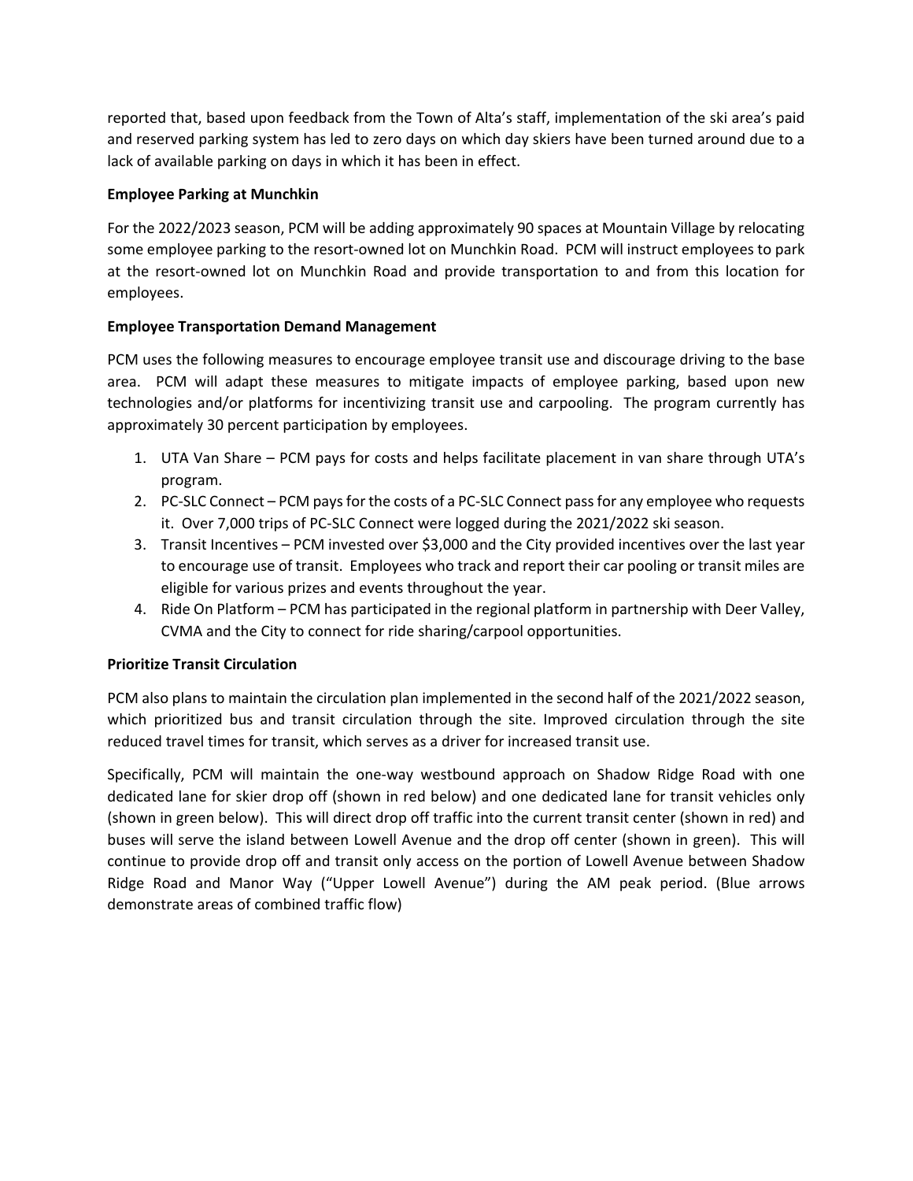reported that, based upon feedback from the Town of Alta's staff, implementation of the ski area's paid and reserved parking system has led to zero days on which day skiers have been turned around due to a lack of available parking on days in which it has been in effect.

**Employee Parking at Munchkin**

For the 2022/2023 season, PCM will be adding approximately 90 spaces at Mountain Village by relocating some employee parking to the resort-owned lot on Munchkin Road. PCM will instruct employees to park at the resort-owned lot on Munchkin Road and provide transportation to and from this location for employees.

**Employee Transportation Demand Management**

PCM uses the following measures to encourage employee transit use and discourage driving to the base area. PCM will adapt these measures to mitigate impacts of employee parking, based upon new technologies and/or platforms for incentivizing transit use and carpooling. The program currently has approximately 30 percent participation by employees.

1. UTA Van Share – PCM pays for costs and helps facilitate placement in van share through UTA's program.
2. PC-SLC Connect – PCM pays for the costs of a PC-SLC Connect pass for any employee who requests it. Over 7,000 trips of PC-SLC Connect were logged during the 2021/2022 ski season.
3. Transit Incentives – PCM invested over $3,000 and the City provided incentives over the last year to encourage use of transit. Employees who track and report their car pooling or transit miles are eligible for various prizes and events throughout the year.
4. Ride On Platform – PCM has participated in the regional platform in partnership with Deer Valley, CVMA and the City to connect for ride sharing/carpool opportunities.

**Prioritize Transit Circulation**

PCM also plans to maintain the circulation plan implemented in the second half of the 2021/2022 season, which prioritized bus and transit circulation through the site. Improved circulation through the site reduced travel times for transit, which serves as a driver for increased transit use.

Specifically, PCM will maintain the one-way westbound approach on Shadow Ridge Road with one dedicated lane for skier drop off (shown in red below) and one dedicated lane for transit vehicles only (shown in green below). This will direct drop off traffic into the current transit center (shown in red) and buses will serve the island between Lowell Avenue and the drop off center (shown in green). This will continue to provide drop off and transit only access on the portion of Lowell Avenue between Shadow Ridge Road and Manor Way ("Upper Lowell Avenue") during the AM peak period. (Blue arrows demonstrate areas of combined traffic flow)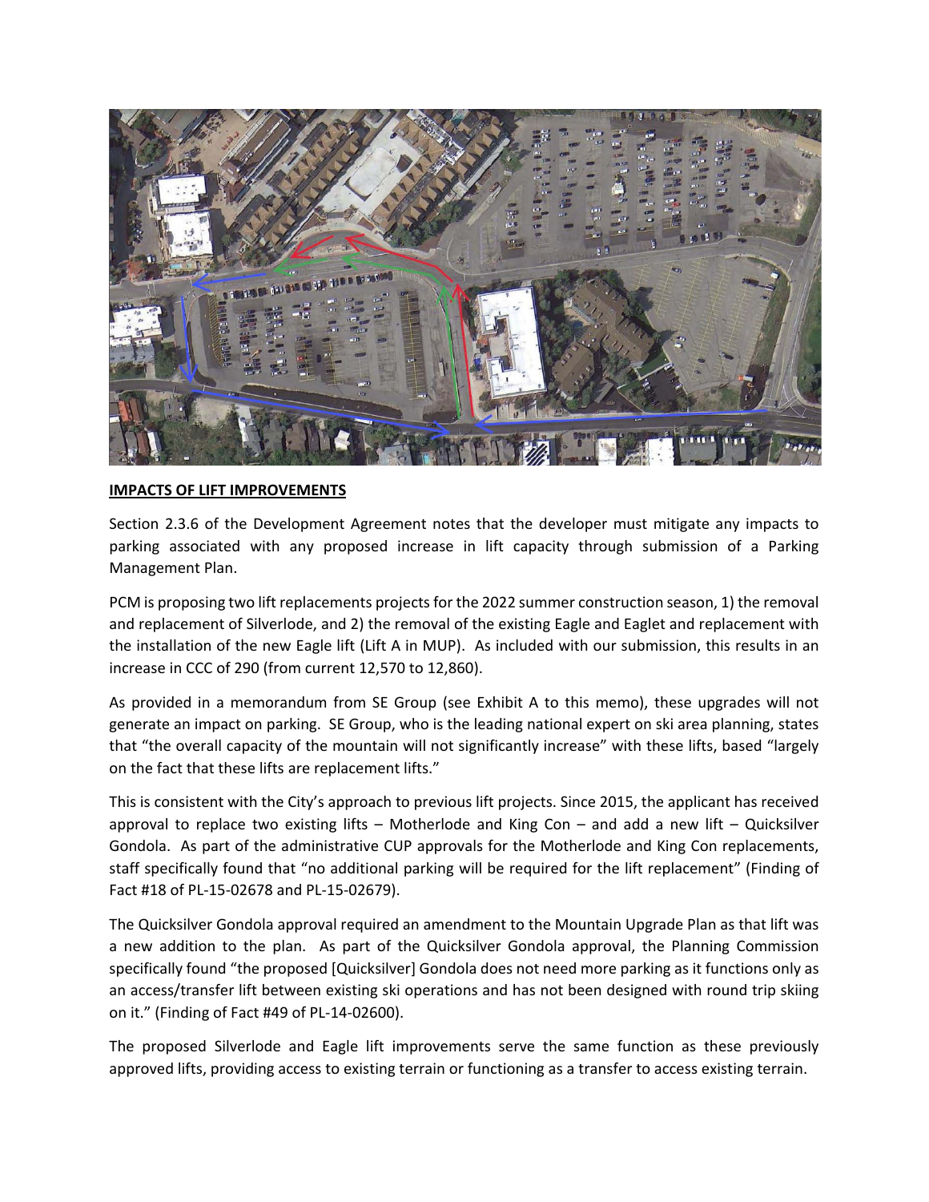**IMPACTS OF LIFT IMPROVEMENTS**

Section 2.3.6 of the Development Agreement notes that the developer must mitigate any impacts to parking associated with any proposed increase in lift capacity through submission of a Parking Management Plan.

PCM is proposing two lift replacements projects for the 2022 summer construction season, 1) the removal and replacement of Silverlode, and 2) the removal of the existing Eagle and Eaglet and replacement with the installation of the new Eagle lift (Lift A in MUP). As included with our submission, this results in an increase in CCC of 290 (from current 12,570 to 12,860).

As provided in a memorandum from SE Group (see Exhibit A to this memo), these upgrades will not generate an impact on parking. SE Group, who is the leading national expert on ski area planning, states that "the overall capacity of the mountain will not significantly increase" with these lifts, based "largely on the fact that these lifts are replacement lifts."

This is consistent with the City's approach to previous lift projects. Since 2015, the applicant has received approval to replace two existing lifts – Motherlode and King Con – and add a new lift – Quicksilver Gondola. As part of the administrative CUP approvals for the Motherlode and King Con replacements, staff specifically found that "no additional parking will be required for the lift replacement" (Finding of Fact #18 of PL-15-02678 and PL-15-02679).

The Quicksilver Gondola approval required an amendment to the Mountain Upgrade Plan as that lift was a new addition to the plan. As part of the Quicksilver Gondola approval, the Planning Commission specifically found "the proposed [Quicksilver] Gondola does not need more parking as it functions only as an access/transfer lift between existing ski operations and has not been designed with round trip skiing on it." (Finding of Fact #49 of PL-14-02600).

The proposed Silverlode and Eagle lift improvements serve the same function as these previously approved lifts, providing access to existing terrain or functioning as a transfer to access existing terrain.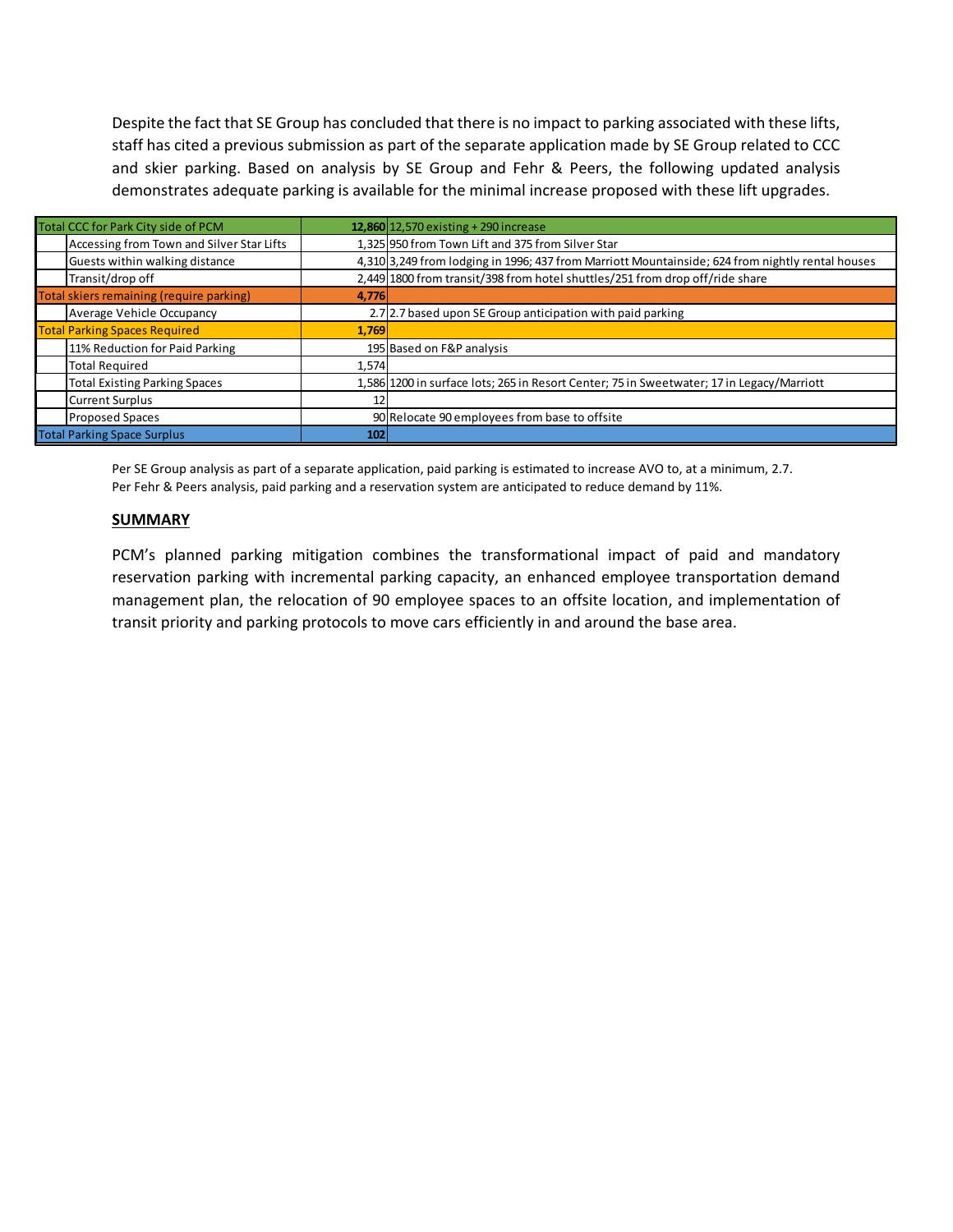Despite the fact that SE Group has concluded that there is no impact to parking associated with these lifts, staff has cited a previous submission as part of the separate application made by SE Group related to CCC and skier parking. Based on analysis by SE Group and Fehr & Peers, the following updated analysis demonstrates adequate parking is available for the minimal increase proposed with these lift upgrades.

| Item | Value | Notes |
|---|---|---|
| Total CCC for Park City side of PCM | **12,860** | 12,570 existing + 290 increase |
| Accessing from Town and Silver Star Lifts | 1,325 | 950 from Town Lift and 375 from Silver Star |
| Guests within walking distance | 4,310 | 3,249 from lodging in 1996; 437 from Marriott Mountainside; 624 from nightly rental houses |
| Transit/drop off | 2,449 | 1800 from transit/398 from hotel shuttles/251 from drop off/ride share |
| Total skiers remaining (require parking) | **4,776** | |
| Average Vehicle Occupancy | 2.7 | 2.7 based upon SE Group anticipation with paid parking |
| Total Parking Spaces Required | **1,769** | |
| 11% Reduction for Paid Parking | 195 | Based on F&P analysis |
| Total Required | 1,574 | |
| Total Existing Parking Spaces | 1,586 | 1200 in surface lots; 265 in Resort Center; 75 in Sweetwater; 17 in Legacy/Marriott |
| Current Surplus | 12 | |
| Proposed Spaces | 90 | Relocate 90 employees from base to offsite |
| Total Parking Space Surplus | **102** | |

Per SE Group analysis as part of a separate application, paid parking is estimated to increase AVO to, at a minimum, 2.7.
Per Fehr & Peers analysis, paid parking and a reservation system are anticipated to reduce demand by 11%.

## SUMMARY

PCM's planned parking mitigation combines the transformational impact of paid and mandatory reservation parking with incremental parking capacity, an enhanced employee transportation demand management plan, the relocation of 90 employee spaces to an offsite location, and implementation of transit priority and parking protocols to move cars efficiently in and around the base area.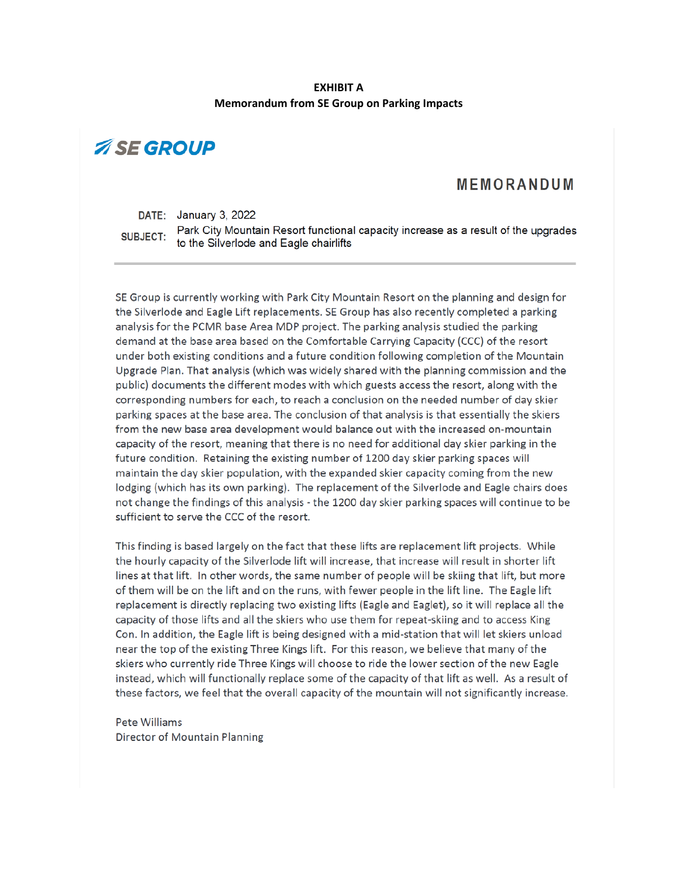**EXHIBIT A**
**Memorandum from SE Group on Parking Impacts**

SE GROUP

# MEMORANDUM

**DATE:** January 3, 2022

**SUBJECT:** Park City Mountain Resort functional capacity increase as a result of the upgrades to the Silverlode and Eagle chairlifts

SE Group is currently working with Park City Mountain Resort on the planning and design for the Silverlode and Eagle Lift replacements. SE Group has also recently completed a parking analysis for the PCMR base Area MDP project. The parking analysis studied the parking demand at the base area based on the Comfortable Carrying Capacity (CCC) of the resort under both existing conditions and a future condition following completion of the Mountain Upgrade Plan. That analysis (which was widely shared with the planning commission and the public) documents the different modes with which guests access the resort, along with the corresponding numbers for each, to reach a conclusion on the needed number of day skier parking spaces at the base area. The conclusion of that analysis is that essentially the skiers from the new base area development would balance out with the increased on-mountain capacity of the resort, meaning that there is no need for additional day skier parking in the future condition. Retaining the existing number of 1200 day skier parking spaces will maintain the day skier population, with the expanded skier capacity coming from the new lodging (which has its own parking). The replacement of the Silverlode and Eagle chairs does not change the findings of this analysis - the 1200 day skier parking spaces will continue to be sufficient to serve the CCC of the resort.

This finding is based largely on the fact that these lifts are replacement lift projects. While the hourly capacity of the Silverlode lift will increase, that increase will result in shorter lift lines at that lift. In other words, the same number of people will be skiing that lift, but more of them will be on the lift and on the runs, with fewer people in the lift line. The Eagle lift replacement is directly replacing two existing lifts (Eagle and Eaglet), so it will replace all the capacity of those lifts and all the skiers who use them for repeat-skiing and to access King Con. In addition, the Eagle lift is being designed with a mid-station that will let skiers unload near the top of the existing Three Kings lift. For this reason, we believe that many of the skiers who currently ride Three Kings will choose to ride the lower section of the new Eagle instead, which will functionally replace some of the capacity of that lift as well. As a result of these factors, we feel that the overall capacity of the mountain will not significantly increase.

Pete Williams
Director of Mountain Planning